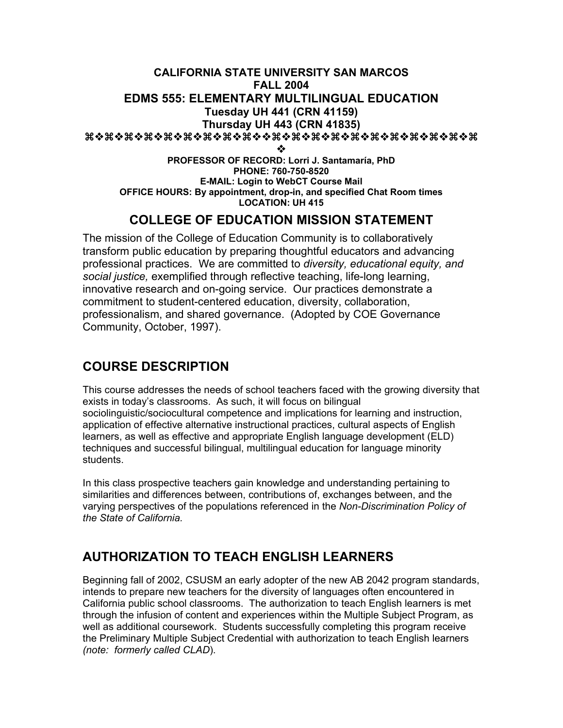**CALIFORNIA STATE UNIVERSITY SAN MARCOS**
**FALL 2004**

# EDMS 555: ELEMENTARY MULTILINGUAL EDUCATION

**Tuesday UH 441 (CRN 41159)**
**Thursday UH 443 (CRN 41835)**

⌘❖⌘❖❖⌘❖❖⌘❖❖⌘❖⌘❖❖⌘❖❖⌘❖❖⌘❖❖⌘❖❖⌘❖❖⌘❖❖⌘❖❖⌘❖❖⌘❖⌘❖❖⌘❖⌘
❖

**PROFESSOR OF RECORD: Lorri J. Santamaría, PhD**
**PHONE: 760-750-8520**
**E-MAIL: Login to WebCT Course Mail**
**OFFICE HOURS: By appointment, drop-in, and specified Chat Room times**
**LOCATION: UH 415**

## COLLEGE OF EDUCATION MISSION STATEMENT

The mission of the College of Education Community is to collaboratively transform public education by preparing thoughtful educators and advancing professional practices. We are committed to *diversity, educational equity, and social justice,* exemplified through reflective teaching, life-long learning, innovative research and on-going service. Our practices demonstrate a commitment to student-centered education, diversity, collaboration, professionalism, and shared governance. (Adopted by COE Governance Community, October, 1997).

## COURSE DESCRIPTION

This course addresses the needs of school teachers faced with the growing diversity that exists in today's classrooms. As such, it will focus on bilingual sociolinguistic/sociocultural competence and implications for learning and instruction, application of effective alternative instructional practices, cultural aspects of English learners, as well as effective and appropriate English language development (ELD) techniques and successful bilingual, multilingual education for language minority students.

In this class prospective teachers gain knowledge and understanding pertaining to similarities and differences between, contributions of, exchanges between, and the varying perspectives of the populations referenced in the *Non-Discrimination Policy of the State of California.*

## AUTHORIZATION TO TEACH ENGLISH LEARNERS

Beginning fall of 2002, CSUSM an early adopter of the new AB 2042 program standards, intends to prepare new teachers for the diversity of languages often encountered in California public school classrooms. The authorization to teach English learners is met through the infusion of content and experiences within the Multiple Subject Program, as well as additional coursework. Students successfully completing this program receive the Preliminary Multiple Subject Credential with authorization to teach English learners *(note: formerly called CLAD*).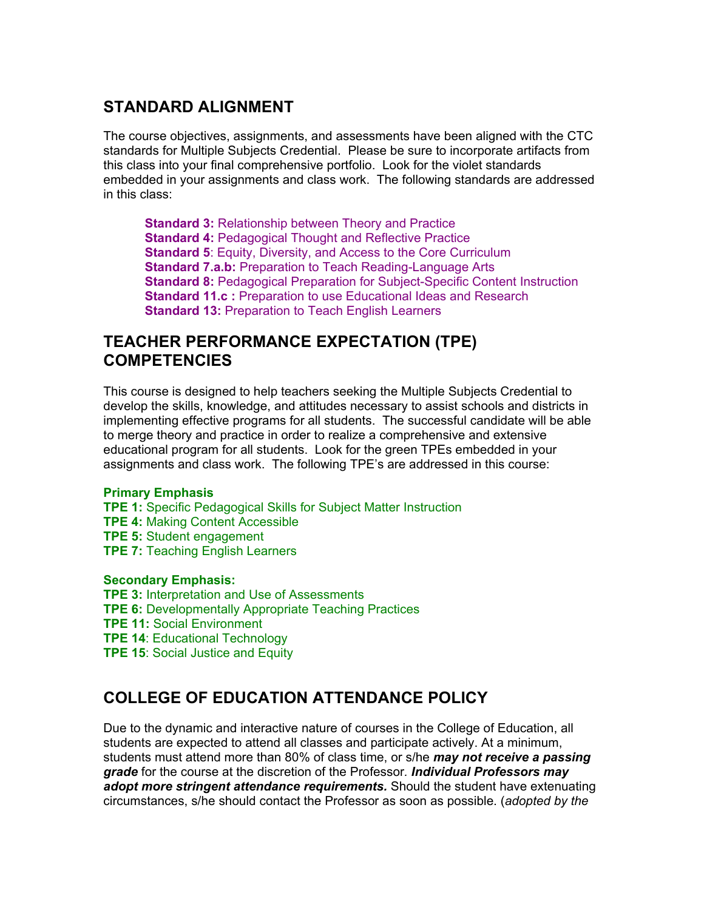## STANDARD ALIGNMENT

The course objectives, assignments, and assessments have been aligned with the CTC standards for Multiple Subjects Credential. Please be sure to incorporate artifacts from this class into your final comprehensive portfolio. Look for the violet standards embedded in your assignments and class work. The following standards are addressed in this class:

**Standard 3:** Relationship between Theory and Practice
**Standard 4:** Pedagogical Thought and Reflective Practice
**Standard 5**: Equity, Diversity, and Access to the Core Curriculum
**Standard 7.a.b:** Preparation to Teach Reading-Language Arts
**Standard 8:** Pedagogical Preparation for Subject-Specific Content Instruction
**Standard 11.c :** Preparation to use Educational Ideas and Research
**Standard 13:** Preparation to Teach English Learners

## TEACHER PERFORMANCE EXPECTATION (TPE) COMPETENCIES

This course is designed to help teachers seeking the Multiple Subjects Credential to develop the skills, knowledge, and attitudes necessary to assist schools and districts in implementing effective programs for all students. The successful candidate will be able to merge theory and practice in order to realize a comprehensive and extensive educational program for all students. Look for the green TPEs embedded in your assignments and class work. The following TPE's are addressed in this course:

**Primary Emphasis**
**TPE 1:** Specific Pedagogical Skills for Subject Matter Instruction
**TPE 4:** Making Content Accessible
**TPE 5:** Student engagement
**TPE 7:** Teaching English Learners

**Secondary Emphasis:**
**TPE 3:** Interpretation and Use of Assessments
**TPE 6:** Developmentally Appropriate Teaching Practices
**TPE 11:** Social Environment
**TPE 14**: Educational Technology
**TPE 15**: Social Justice and Equity

## COLLEGE OF EDUCATION ATTENDANCE POLICY

Due to the dynamic and interactive nature of courses in the College of Education, all students are expected to attend all classes and participate actively. At a minimum, students must attend more than 80% of class time, or s/he ***may not receive a passing grade*** for the course at the discretion of the Professor. ***Individual Professors may adopt more stringent attendance requirements.*** Should the student have extenuating circumstances, s/he should contact the Professor as soon as possible. (*adopted by the*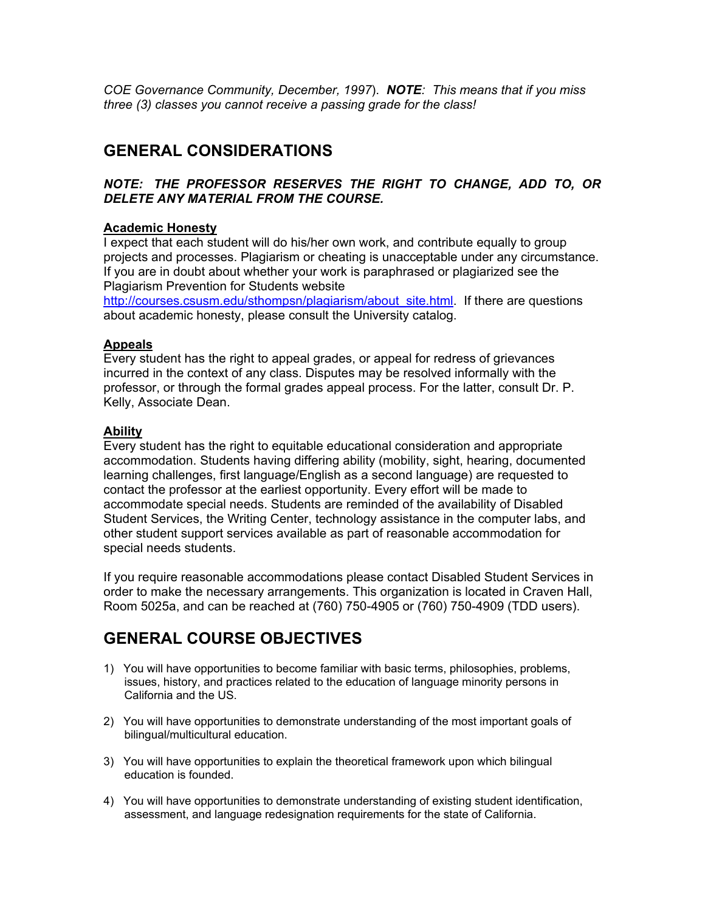*COE Governance Community, December, 1997*). ***NOTE**: This means that if you miss three (3) classes you cannot receive a passing grade for the class!*

## GENERAL CONSIDERATIONS

***NOTE: THE PROFESSOR RESERVES THE RIGHT TO CHANGE, ADD TO, OR DELETE ANY MATERIAL FROM THE COURSE.***

### Academic Honesty

I expect that each student will do his/her own work, and contribute equally to group projects and processes. Plagiarism or cheating is unacceptable under any circumstance. If you are in doubt about whether your work is paraphrased or plagiarized see the Plagiarism Prevention for Students website http://courses.csusm.edu/sthompsn/plagiarism/about_site.html. If there are questions about academic honesty, please consult the University catalog.

### Appeals

Every student has the right to appeal grades, or appeal for redress of grievances incurred in the context of any class. Disputes may be resolved informally with the professor, or through the formal grades appeal process. For the latter, consult Dr. P. Kelly, Associate Dean.

### Ability

Every student has the right to equitable educational consideration and appropriate accommodation. Students having differing ability (mobility, sight, hearing, documented learning challenges, first language/English as a second language) are requested to contact the professor at the earliest opportunity. Every effort will be made to accommodate special needs. Students are reminded of the availability of Disabled Student Services, the Writing Center, technology assistance in the computer labs, and other student support services available as part of reasonable accommodation for special needs students.

If you require reasonable accommodations please contact Disabled Student Services in order to make the necessary arrangements. This organization is located in Craven Hall, Room 5025a, and can be reached at (760) 750-4905 or (760) 750-4909 (TDD users).

## GENERAL COURSE OBJECTIVES

1) You will have opportunities to become familiar with basic terms, philosophies, problems, issues, history, and practices related to the education of language minority persons in California and the US.

2) You will have opportunities to demonstrate understanding of the most important goals of bilingual/multicultural education.

3) You will have opportunities to explain the theoretical framework upon which bilingual education is founded.

4) You will have opportunities to demonstrate understanding of existing student identification, assessment, and language redesignation requirements for the state of California.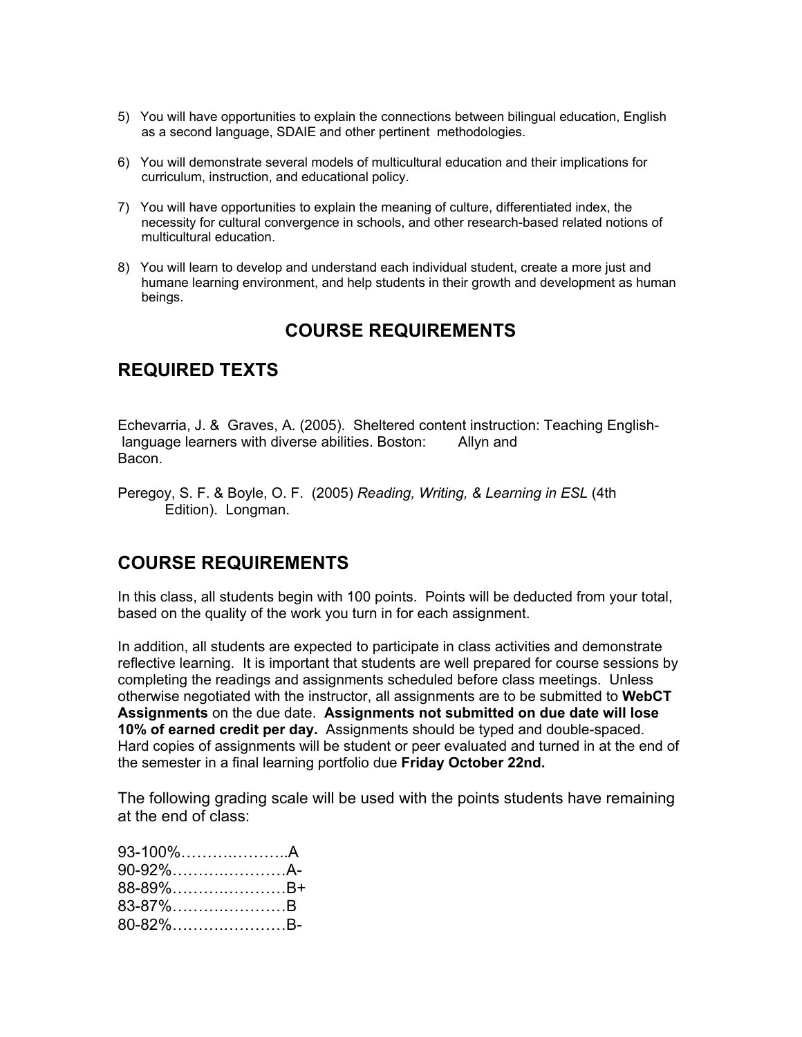5) You will have opportunities to explain the connections between bilingual education, English as a second language, SDAIE and other pertinent methodologies.

6) You will demonstrate several models of multicultural education and their implications for curriculum, instruction, and educational policy.

7) You will have opportunities to explain the meaning of culture, differentiated index, the necessity for cultural convergence in schools, and other research-based related notions of multicultural education.

8) You will learn to develop and understand each individual student, create a more just and humane learning environment, and help students in their growth and development as human beings.

## COURSE REQUIREMENTS

## REQUIRED TEXTS

Echevarria, J. & Graves, A. (2005). Sheltered content instruction: Teaching English-language learners with diverse abilities. Boston: Allyn and Bacon.

Peregoy, S. F. & Boyle, O. F. (2005) *Reading, Writing, & Learning in ESL* (4th Edition). Longman.

## COURSE REQUIREMENTS

In this class, all students begin with 100 points. Points will be deducted from your total, based on the quality of the work you turn in for each assignment.

In addition, all students are expected to participate in class activities and demonstrate reflective learning. It is important that students are well prepared for course sessions by completing the readings and assignments scheduled before class meetings. Unless otherwise negotiated with the instructor, all assignments are to be submitted to **WebCT Assignments** on the due date. **Assignments not submitted on due date will lose 10% of earned credit per day.** Assignments should be typed and double-spaced. Hard copies of assignments will be student or peer evaluated and turned in at the end of the semester in a final learning portfolio due **Friday October 22nd.**

The following grading scale will be used with the points students have remaining at the end of class:

93-100%………….……..A
90-92%…….…….………A-
88-89%…….…….………B+
83-87%…………….……B
80-82%……….…….……B-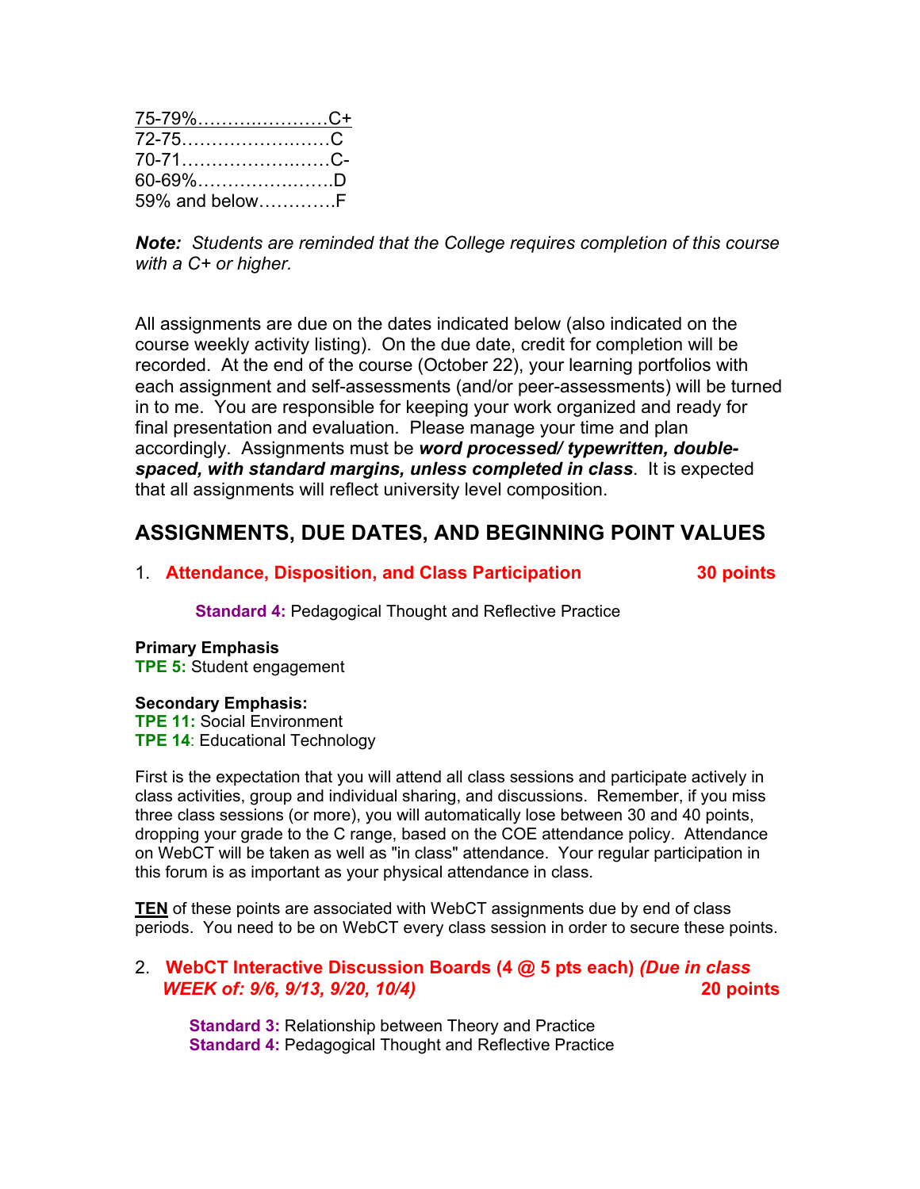75-79%……………………C+
72-75……………………C
70-71……………………C-
60-69%…………………D
59% and below…………F

***Note:** Students are reminded that the College requires completion of this course with a C+ or higher.*

All assignments are due on the dates indicated below (also indicated on the course weekly activity listing). On the due date, credit for completion will be recorded. At the end of the course (October 22), your learning portfolios with each assignment and self-assessments (and/or peer-assessments) will be turned in to me. You are responsible for keeping your work organized and ready for final presentation and evaluation. Please manage your time and plan accordingly. Assignments must be ***word processed/ typewritten, double-spaced, with standard margins, unless completed in class***. It is expected that all assignments will reflect university level composition.

## ASSIGNMENTS, DUE DATES, AND BEGINNING POINT VALUES

1. **Attendance, Disposition, and Class Participation** **30 points**

**Standard 4:** Pedagogical Thought and Reflective Practice

**Primary Emphasis**
**TPE 5:** Student engagement

**Secondary Emphasis:**
**TPE 11:** Social Environment
**TPE 14**: Educational Technology

First is the expectation that you will attend all class sessions and participate actively in class activities, group and individual sharing, and discussions. Remember, if you miss three class sessions (or more), you will automatically lose between 30 and 40 points, dropping your grade to the C range, based on the COE attendance policy. Attendance on WebCT will be taken as well as "in class" attendance. Your regular participation in this forum is as important as your physical attendance in class.

**TEN** of these points are associated with WebCT assignments due by end of class periods. You need to be on WebCT every class session in order to secure these points.

2. **WebCT Interactive Discussion Boards (4 @ 5 pts each)** ***(Due in class WEEK of: 9/6, 9/13, 9/20, 10/4)*** **20 points**

**Standard 3:** Relationship between Theory and Practice
**Standard 4:** Pedagogical Thought and Reflective Practice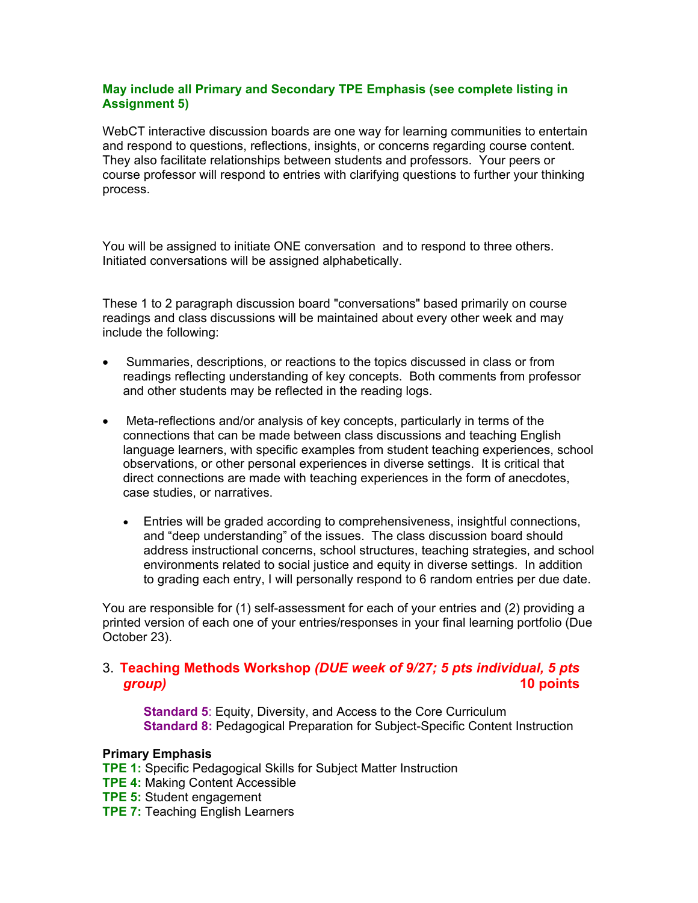**May include all Primary and Secondary TPE Emphasis (see complete listing in Assignment 5)**

WebCT interactive discussion boards are one way for learning communities to entertain and respond to questions, reflections, insights, or concerns regarding course content. They also facilitate relationships between students and professors. Your peers or course professor will respond to entries with clarifying questions to further your thinking process.

You will be assigned to initiate ONE conversation and to respond to three others. Initiated conversations will be assigned alphabetically.

These 1 to 2 paragraph discussion board "conversations" based primarily on course readings and class discussions will be maintained about every other week and may include the following:

- Summaries, descriptions, or reactions to the topics discussed in class or from readings reflecting understanding of key concepts. Both comments from professor and other students may be reflected in the reading logs.
- Meta-reflections and/or analysis of key concepts, particularly in terms of the connections that can be made between class discussions and teaching English language learners, with specific examples from student teaching experiences, school observations, or other personal experiences in diverse settings. It is critical that direct connections are made with teaching experiences in the form of anecdotes, case studies, or narratives.
    - Entries will be graded according to comprehensiveness, insightful connections, and "deep understanding" of the issues. The class discussion board should address instructional concerns, school structures, teaching strategies, and school environments related to social justice and equity in diverse settings. In addition to grading each entry, I will personally respond to 6 random entries per due date.

You are responsible for (1) self-assessment for each of your entries and (2) providing a printed version of each one of your entries/responses in your final learning portfolio (Due October 23).

## 3. **Teaching Methods Workshop** *(DUE week of 9/27; 5 pts individual, 5 pts group)* **10 points**

**Standard 5**: Equity, Diversity, and Access to the Core Curriculum
**Standard 8:** Pedagogical Preparation for Subject-Specific Content Instruction

**Primary Emphasis**
**TPE 1:** Specific Pedagogical Skills for Subject Matter Instruction
**TPE 4:** Making Content Accessible
**TPE 5:** Student engagement
**TPE 7:** Teaching English Learners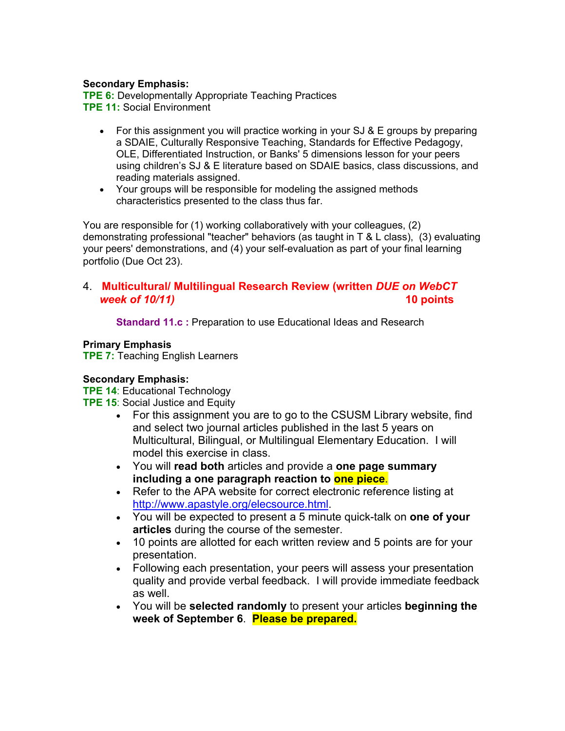**Secondary Emphasis:**
**TPE 6:** Developmentally Appropriate Teaching Practices
**TPE 11:** Social Environment

- For this assignment you will practice working in your SJ & E groups by preparing a SDAIE, Culturally Responsive Teaching, Standards for Effective Pedagogy, OLE, Differentiated Instruction, or Banks' 5 dimensions lesson for your peers using children's SJ & E literature based on SDAIE basics, class discussions, and reading materials assigned.
- Your groups will be responsible for modeling the assigned methods characteristics presented to the class thus far.

You are responsible for (1) working collaboratively with your colleagues, (2) demonstrating professional "teacher" behaviors (as taught in T & L class), (3) evaluating your peers' demonstrations, and (4) your self-evaluation as part of your final learning portfolio (Due Oct 23).

### 4. Multicultural/ Multilingual Research Review (written *DUE on WebCT week of 10/11)* 10 points

**Standard 11.c :** Preparation to use Educational Ideas and Research

**Primary Emphasis**
**TPE 7:** Teaching English Learners

**Secondary Emphasis:**
**TPE 14**: Educational Technology
**TPE 15**: Social Justice and Equity

- For this assignment you are to go to the CSUSM Library website, find and select two journal articles published in the last 5 years on Multicultural, Bilingual, or Multilingual Elementary Education. I will model this exercise in class.
- You will **read both** articles and provide a **one page summary including a one paragraph reaction to one piece**.
- Refer to the APA website for correct electronic reference listing at http://www.apastyle.org/elecsource.html.
- You will be expected to present a 5 minute quick-talk on **one of your articles** during the course of the semester.
- 10 points are allotted for each written review and 5 points are for your presentation.
- Following each presentation, your peers will assess your presentation quality and provide verbal feedback. I will provide immediate feedback as well.
- You will be **selected randomly** to present your articles **beginning the week of September 6**. **Please be prepared.**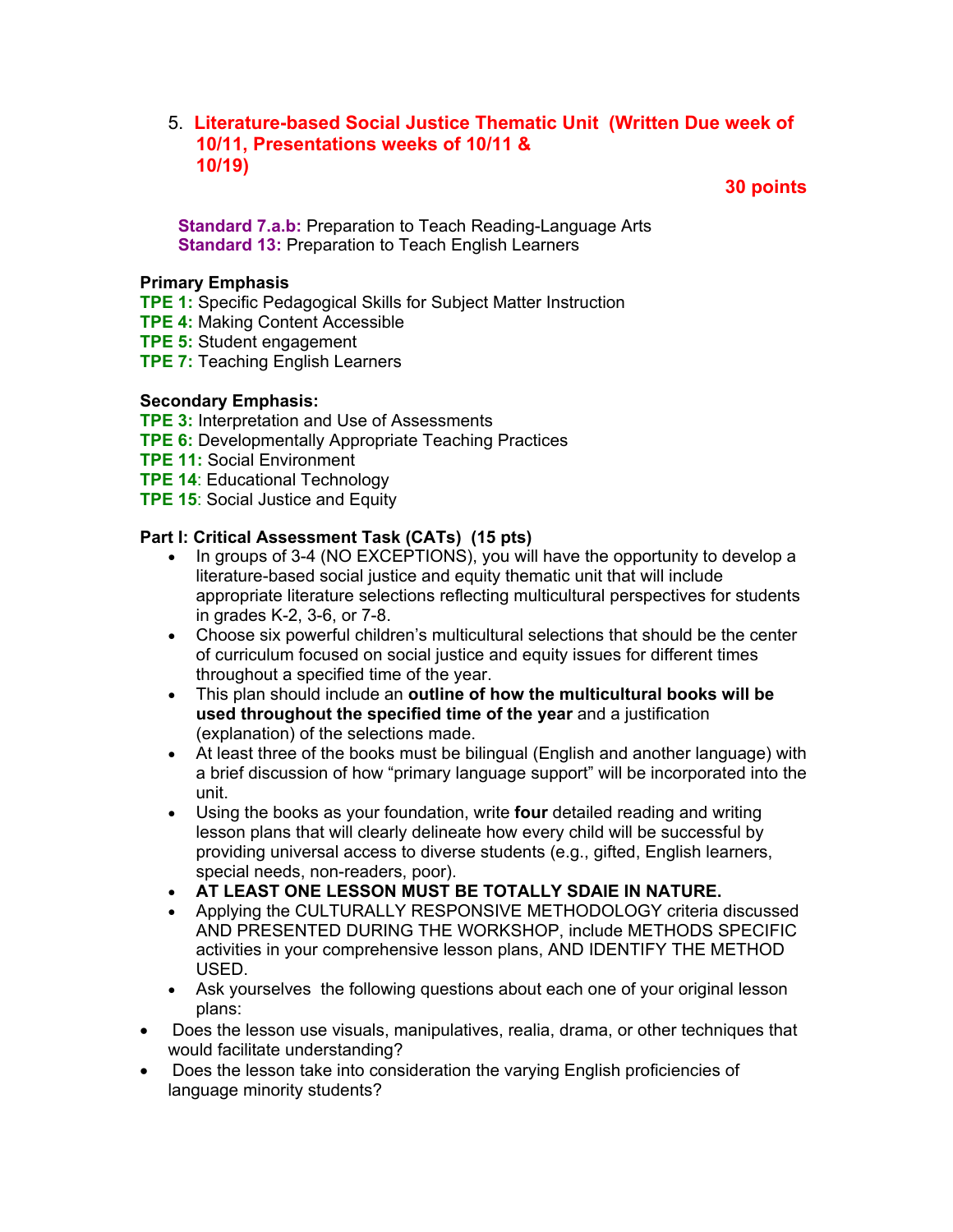5. **Literature-based Social Justice Thematic Unit (Written Due week of 10/11, Presentations weeks of 10/11 & 10/19)**

**30 points**

**Standard 7.a.b:** Preparation to Teach Reading-Language Arts
**Standard 13:** Preparation to Teach English Learners

**Primary Emphasis**
**TPE 1:** Specific Pedagogical Skills for Subject Matter Instruction
**TPE 4:** Making Content Accessible
**TPE 5:** Student engagement
**TPE 7:** Teaching English Learners

**Secondary Emphasis:**
**TPE 3:** Interpretation and Use of Assessments
**TPE 6:** Developmentally Appropriate Teaching Practices
**TPE 11:** Social Environment
**TPE 14**: Educational Technology
**TPE 15**: Social Justice and Equity

**Part I: Critical Assessment Task (CATs) (15 pts)**

- In groups of 3-4 (NO EXCEPTIONS), you will have the opportunity to develop a literature-based social justice and equity thematic unit that will include appropriate literature selections reflecting multicultural perspectives for students in grades K-2, 3-6, or 7-8.
- Choose six powerful children's multicultural selections that should be the center of curriculum focused on social justice and equity issues for different times throughout a specified time of the year.
- This plan should include an **outline of how the multicultural books will be used throughout the specified time of the year** and a justification (explanation) of the selections made.
- At least three of the books must be bilingual (English and another language) with a brief discussion of how "primary language support" will be incorporated into the unit.
- Using the books as your foundation, write **four** detailed reading and writing lesson plans that will clearly delineate how every child will be successful by providing universal access to diverse students (e.g., gifted, English learners, special needs, non-readers, poor).
- **AT LEAST ONE LESSON MUST BE TOTALLY SDAIE IN NATURE.**
- Applying the CULTURALLY RESPONSIVE METHODOLOGY criteria discussed AND PRESENTED DURING THE WORKSHOP, include METHODS SPECIFIC activities in your comprehensive lesson plans, AND IDENTIFY THE METHOD USED.
- Ask yourselves the following questions about each one of your original lesson plans:
- Does the lesson use visuals, manipulatives, realia, drama, or other techniques that would facilitate understanding?
- Does the lesson take into consideration the varying English proficiencies of language minority students?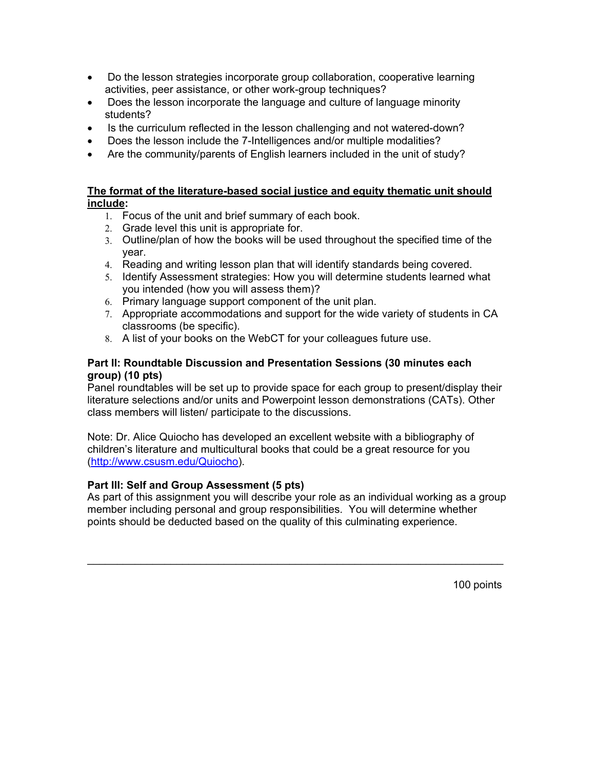- Do the lesson strategies incorporate group collaboration, cooperative learning activities, peer assistance, or other work-group techniques?
- Does the lesson incorporate the language and culture of language minority students?
- Is the curriculum reflected in the lesson challenging and not watered-down?
- Does the lesson include the 7-Intelligences and/or multiple modalities?
- Are the community/parents of English learners included in the unit of study?

**The format of the literature-based social justice and equity thematic unit should include:**

1. Focus of the unit and brief summary of each book.
2. Grade level this unit is appropriate for.
3. Outline/plan of how the books will be used throughout the specified time of the year.
4. Reading and writing lesson plan that will identify standards being covered.
5. Identify Assessment strategies: How you will determine students learned what you intended (how you will assess them)?
6. Primary language support component of the unit plan.
7. Appropriate accommodations and support for the wide variety of students in CA classrooms (be specific).
8. A list of your books on the WebCT for your colleagues future use.

**Part II: Roundtable Discussion and Presentation Sessions (30 minutes each group) (10 pts)**

Panel roundtables will be set up to provide space for each group to present/display their literature selections and/or units and Powerpoint lesson demonstrations (CATs). Other class members will listen/ participate to the discussions.

Note: Dr. Alice Quiocho has developed an excellent website with a bibliography of children's literature and multicultural books that could be a great resource for you (http://www.csusm.edu/Quiocho).

**Part III: Self and Group Assessment (5 pts)**

As part of this assignment you will describe your role as an individual working as a group member including personal and group responsibilities. You will determine whether points should be deducted based on the quality of this culminating experience.

---

100 points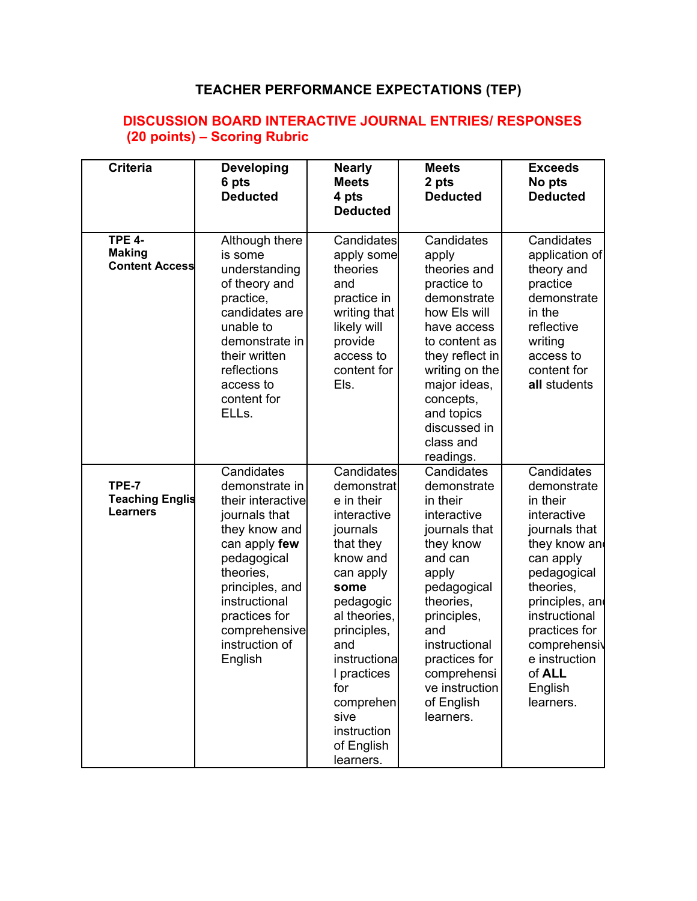# TEACHER PERFORMANCE EXPECTATIONS (TEP)

## DISCUSSION BOARD INTERACTIVE JOURNAL ENTRIES/ RESPONSES (20 points) – Scoring Rubric

| Criteria | Developing 6 pts Deducted | Nearly Meets 4 pts Deducted | Meets 2 pts Deducted | Exceeds No pts Deducted |
|---|---|---|---|---|
| **TPE 4- Making Content Access** | Although there is some understanding of theory and practice, candidates are unable to demonstrate in their written reflections access to content for ELLs. | Candidates apply some theories and practice in writing that likely will provide access to content for Els. | Candidates apply theories and practice to demonstrate how Els will have access to content as they reflect in writing on the major ideas, concepts, and topics discussed in class and readings. | Candidates application of theory and practice demonstrate in the reflective writing access to content for **all** students |
| **TPE-7 Teaching English Learners** | Candidates demonstrate in their interactive journals that they know and can apply **few** pedagogical theories, principles, and instructional practices for comprehensive instruction of English | Candidates demonstrate in their interactive journals that they know and can apply **some** pedagogical theories, principles, and instructional practices for comprehensive instruction of English learners. | Candidates demonstrate in their interactive journals that they know and can apply pedagogical theories, principles, and instructional practices for comprehensive instruction of English learners. | Candidates demonstrate in their interactive journals that they know and can apply pedagogical theories, principles, and instructional practices for comprehensive instruction of **ALL** English learners. |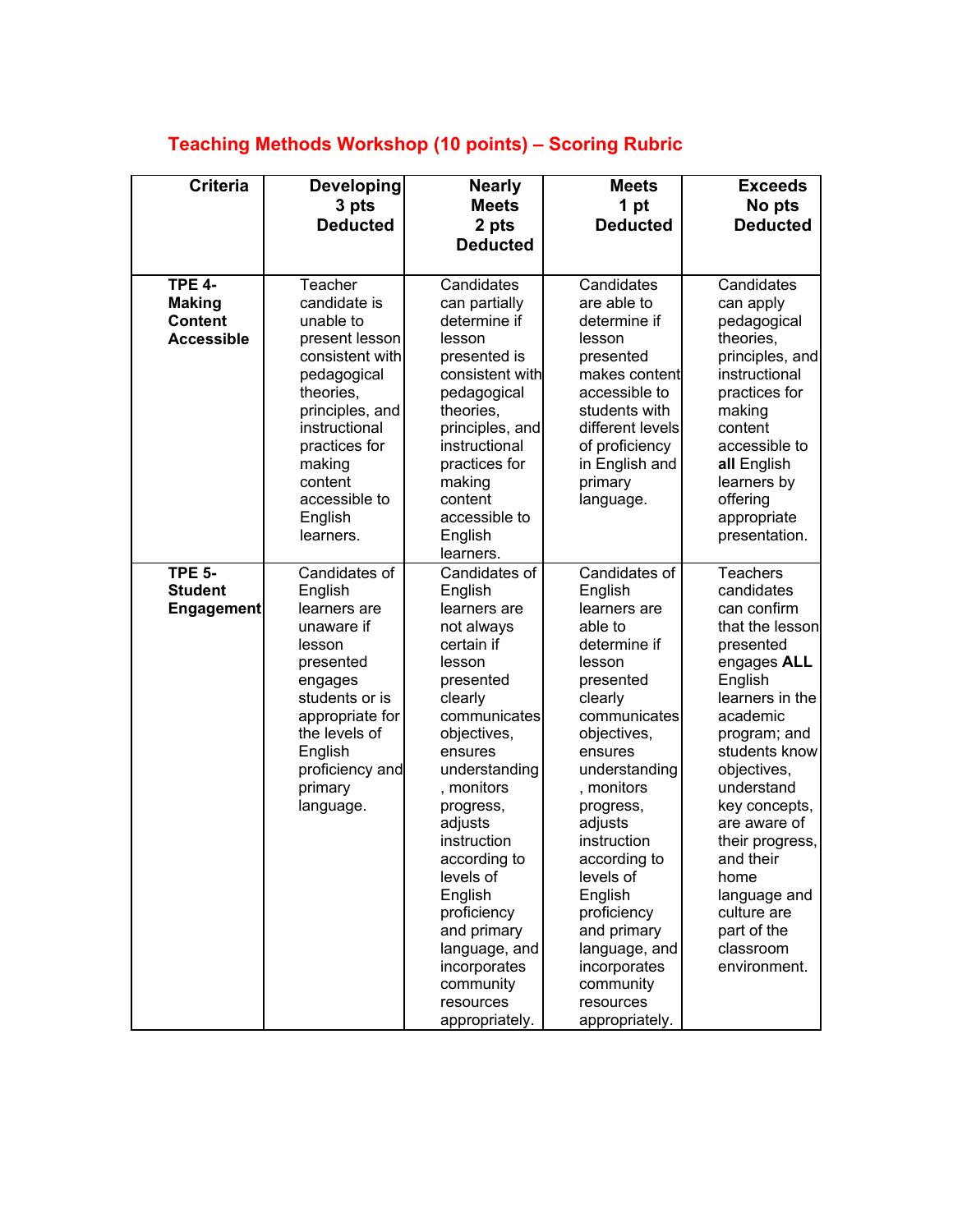## Teaching Methods Workshop (10 points) – Scoring Rubric

| Criteria | Developing 3 pts Deducted | Nearly Meets 2 pts Deducted | Meets 1 pt Deducted | Exceeds No pts Deducted |
|---|---|---|---|---|
| **TPE 4- Making Content Accessible** | Teacher candidate is unable to present lesson consistent with pedagogical theories, principles, and instructional practices for making content accessible to English learners. | Candidates can partially determine if lesson presented is consistent with pedagogical theories, principles, and instructional practices for making content accessible to English learners. | Candidates are able to determine if lesson presented makes content accessible to students with different levels of proficiency in English and primary language. | Candidates can apply pedagogical theories, principles, and instructional practices for making content accessible to **all** English learners by offering appropriate presentation. |
| **TPE 5- Student Engagement** | Candidates of English learners are unaware if lesson presented engages students or is appropriate for the levels of English proficiency and primary language. | Candidates of English learners are not always certain if lesson presented clearly communicates objectives, ensures understanding, monitors progress, adjusts instruction according to levels of English proficiency and primary language, and incorporates community resources appropriately. | Candidates of English learners are able to determine if lesson presented clearly communicates objectives, ensures understanding, monitors progress, adjusts instruction according to levels of English proficiency and primary language, and incorporates community resources appropriately. | Teachers candidates can confirm that the lesson presented engages **ALL** English learners in the academic program; and students know objectives, understand key concepts, are aware of their progress, and their home language and culture are part of the classroom environment. |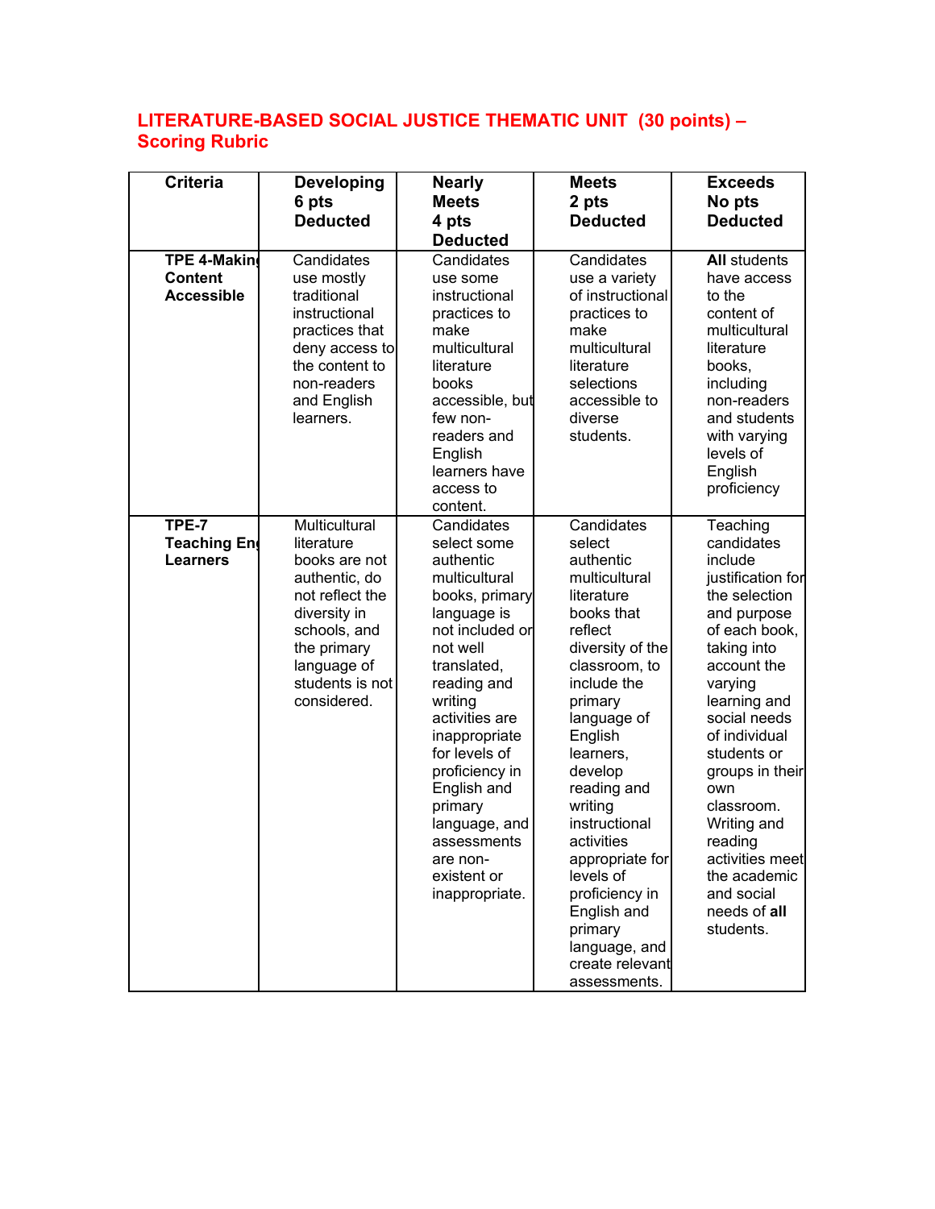## LITERATURE-BASED SOCIAL JUSTICE THEMATIC UNIT (30 points) – Scoring Rubric

| Criteria | Developing 6 pts Deducted | Nearly Meets 4 pts Deducted | Meets 2 pts Deducted | Exceeds No pts Deducted |
|---|---|---|---|---|
| **TPE 4-Making Content Accessible** | Candidates use mostly traditional instructional practices that deny access to the content to non-readers and English learners. | Candidates use some instructional practices to make multicultural literature books accessible, but few non-readers and English learners have access to content. | Candidates use a variety of instructional practices to make multicultural literature selections accessible to diverse students. | **All** students have access to the content of multicultural literature books, including non-readers and students with varying levels of English proficiency |
| **TPE-7 Teaching English Learners** | Multicultural literature books are not authentic, do not reflect the diversity in schools, and the primary language of students is not considered. | Candidates select some authentic multicultural books, primary language is not included or not well translated, reading and writing activities are inappropriate for levels of proficiency in English and primary language, and assessments are non-existent or inappropriate. | Candidates select authentic multicultural literature books that reflect diversity of the classroom, to include the primary language of English learners, develop reading and writing instructional activities appropriate for levels of proficiency in English and primary language, and create relevant assessments. | Teaching candidates include justification for the selection and purpose of each book, taking into account the varying learning and social needs of individual students or groups in their own classroom. Writing and reading activities meet the academic and social needs of **all** students. |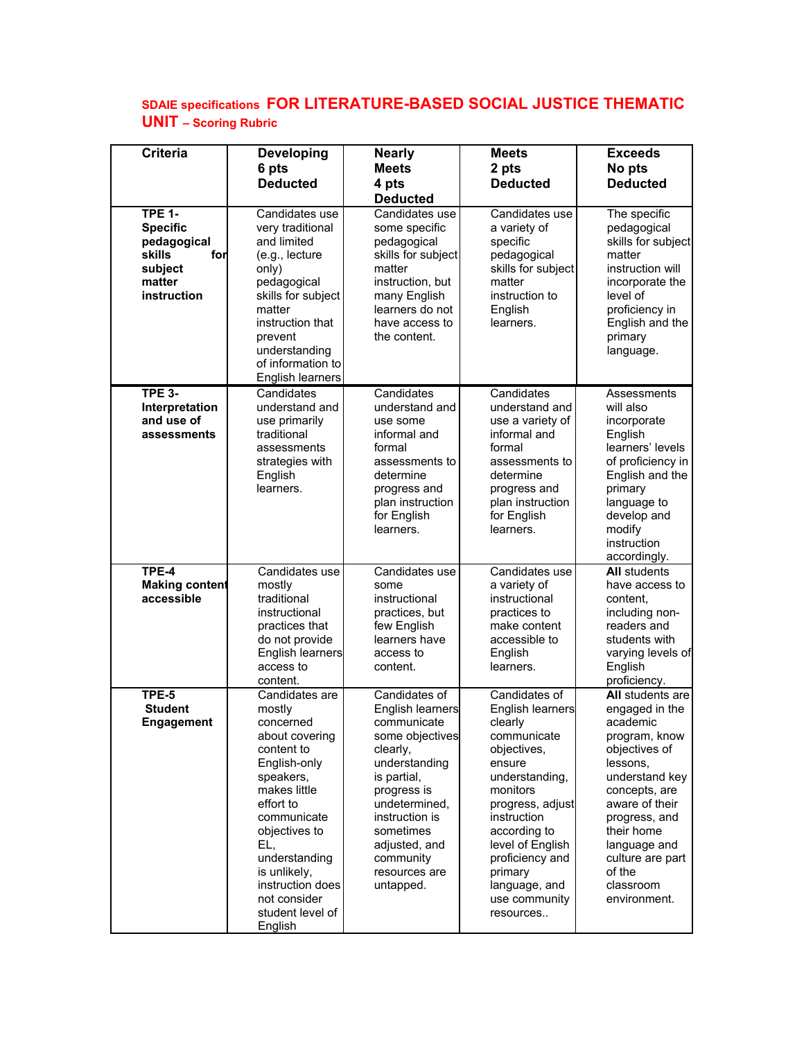# SDAIE specifications FOR LITERATURE-BASED SOCIAL JUSTICE THEMATIC UNIT – Scoring Rubric

| Criteria | Developing 6 pts Deducted | Nearly Meets 4 pts Deducted | Meets 2 pts Deducted | Exceeds No pts Deducted |
|---|---|---|---|---|
| **TPE 1- Specific pedagogical skills for subject matter instruction** | Candidates use very traditional and limited (e.g., lecture only) pedagogical skills for subject matter instruction that prevent understanding of information to English learners | Candidates use some specific pedagogical skills for subject matter instruction, but many English learners do not have access to the content. | Candidates use a variety of specific pedagogical skills for subject matter instruction to English learners. | The specific pedagogical skills for subject matter instruction will incorporate the level of proficiency in English and the primary language. |
| **TPE 3- Interpretation and use of assessments** | Candidates understand and use primarily traditional assessments strategies with English learners. | Candidates understand and use some informal and formal assessments to determine progress and plan instruction for English learners. | Candidates understand and use a variety of informal and formal assessments to determine progress and plan instruction for English learners. | Assessments will also incorporate English learners' levels of proficiency in English and the primary language to develop and modify instruction accordingly. |
| **TPE-4 Making content accessible** | Candidates use mostly traditional instructional practices that do not provide English learners access to content. | Candidates use some instructional practices, but few English learners have access to content. | Candidates use a variety of instructional practices to make content accessible to English learners. | **All** students have access to content, including non-readers and students with varying levels of English proficiency. |
| **TPE-5 Student Engagement** | Candidates are mostly concerned about covering content to English-only speakers, makes little effort to communicate objectives to EL, understanding is unlikely, instruction does not consider student level of English | Candidates of English learners communicate some objectives clearly, understanding is partial, progress is undetermined, instruction is sometimes adjusted, and community resources are untapped. | Candidates of English learners clearly communicate objectives, ensure understanding, monitors progress, adjust instruction according to level of English proficiency and primary language, and use community resources.. | **All** students are engaged in the academic program, know objectives of lessons, understand key concepts, are aware of their progress, and their home language and culture are part of the classroom environment. |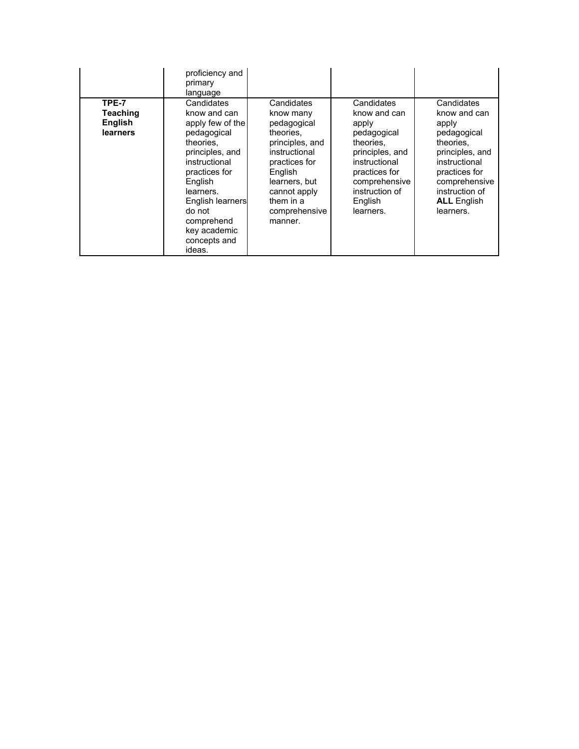| | | | | |
|---|---|---|---|---|
| | proficiency and primary language | | | |
| **TPE-7 Teaching English learners** | Candidates know and can apply few of the pedagogical theories, principles, and instructional practices for English learners. English learners do not comprehend key academic concepts and ideas. | Candidates know many pedagogical theories, principles, and instructional practices for English learners, but cannot apply them in a comprehensive manner. | Candidates know and can apply pedagogical theories, principles, and instructional practices for comprehensive instruction of English learners. | Candidates know and can apply pedagogical theories, principles, and instructional practices for comprehensive instruction of **ALL** English learners. |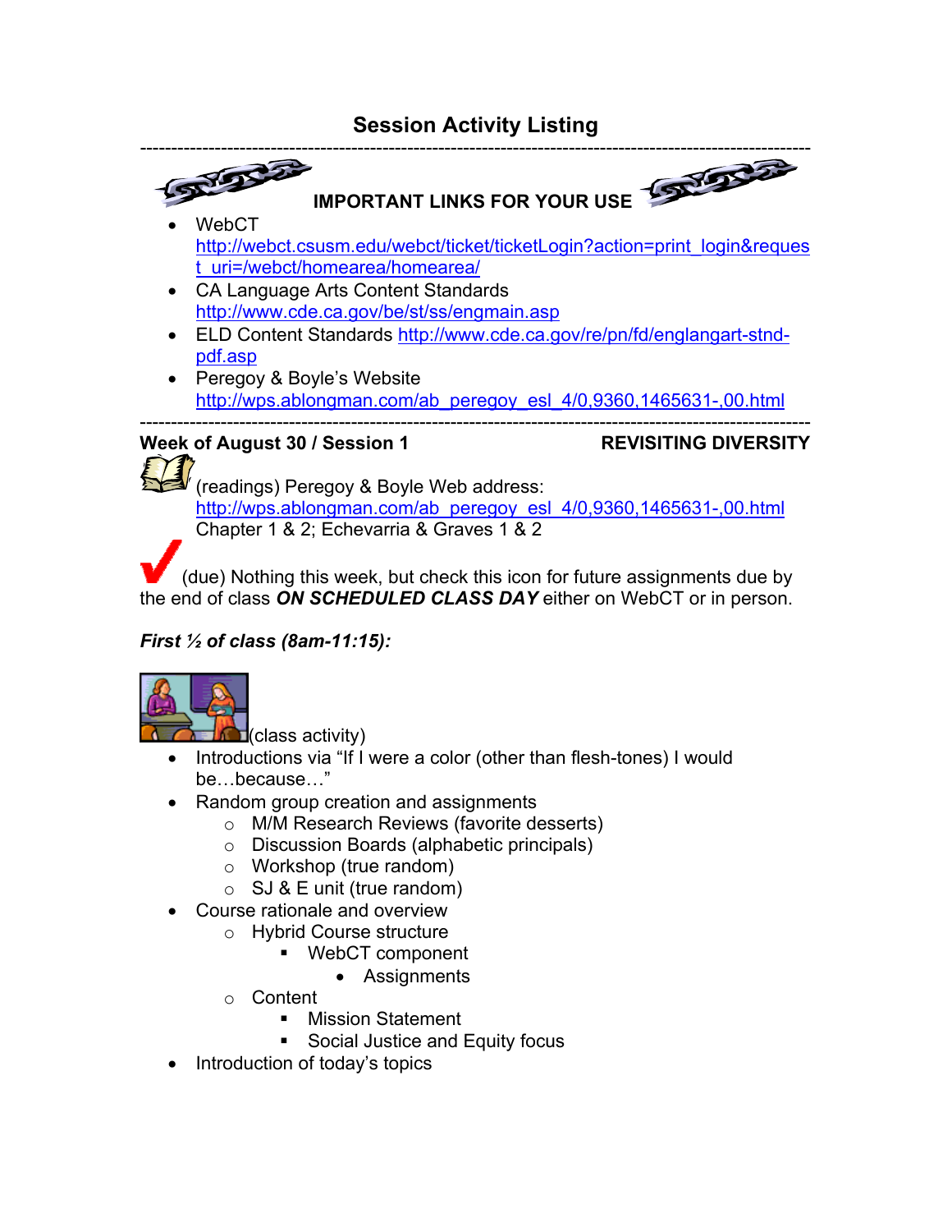# Session Activity Listing

---

**IMPORTANT LINKS FOR YOUR USE**

- WebCT
  http://webct.csusm.edu/webct/ticket/ticketLogin?action=print_login&request_uri=/webct/homearea/homearea/
- CA Language Arts Content Standards
  http://www.cde.ca.gov/be/st/ss/engmain.asp
- ELD Content Standards http://www.cde.ca.gov/re/pn/fd/englangart-stnd-pdf.asp
- Peregoy & Boyle's Website
  http://wps.ablongman.com/ab_peregoy_esl_4/0,9360,1465631-,00.html

---

**Week of August 30 / Session 1** **REVISITING DIVERSITY**

(readings) Peregoy & Boyle Web address:
http://wps.ablongman.com/ab_peregoy_esl_4/0,9360,1465631-,00.html
Chapter 1 & 2; Echevarria & Graves 1 & 2

(due) Nothing this week, but check this icon for future assignments due by the end of class ***ON SCHEDULED CLASS DAY*** either on WebCT or in person.

***First ½ of class (8am-11:15):***

(class activity)

- Introductions via "If I were a color (other than flesh-tones) I would be…because…"
- Random group creation and assignments
  - M/M Research Reviews (favorite desserts)
  - Discussion Boards (alphabetic principals)
  - Workshop (true random)
  - SJ & E unit (true random)
- Course rationale and overview
  - Hybrid Course structure
    - WebCT component
      - Assignments
  - Content
    - Mission Statement
    - Social Justice and Equity focus
- Introduction of today's topics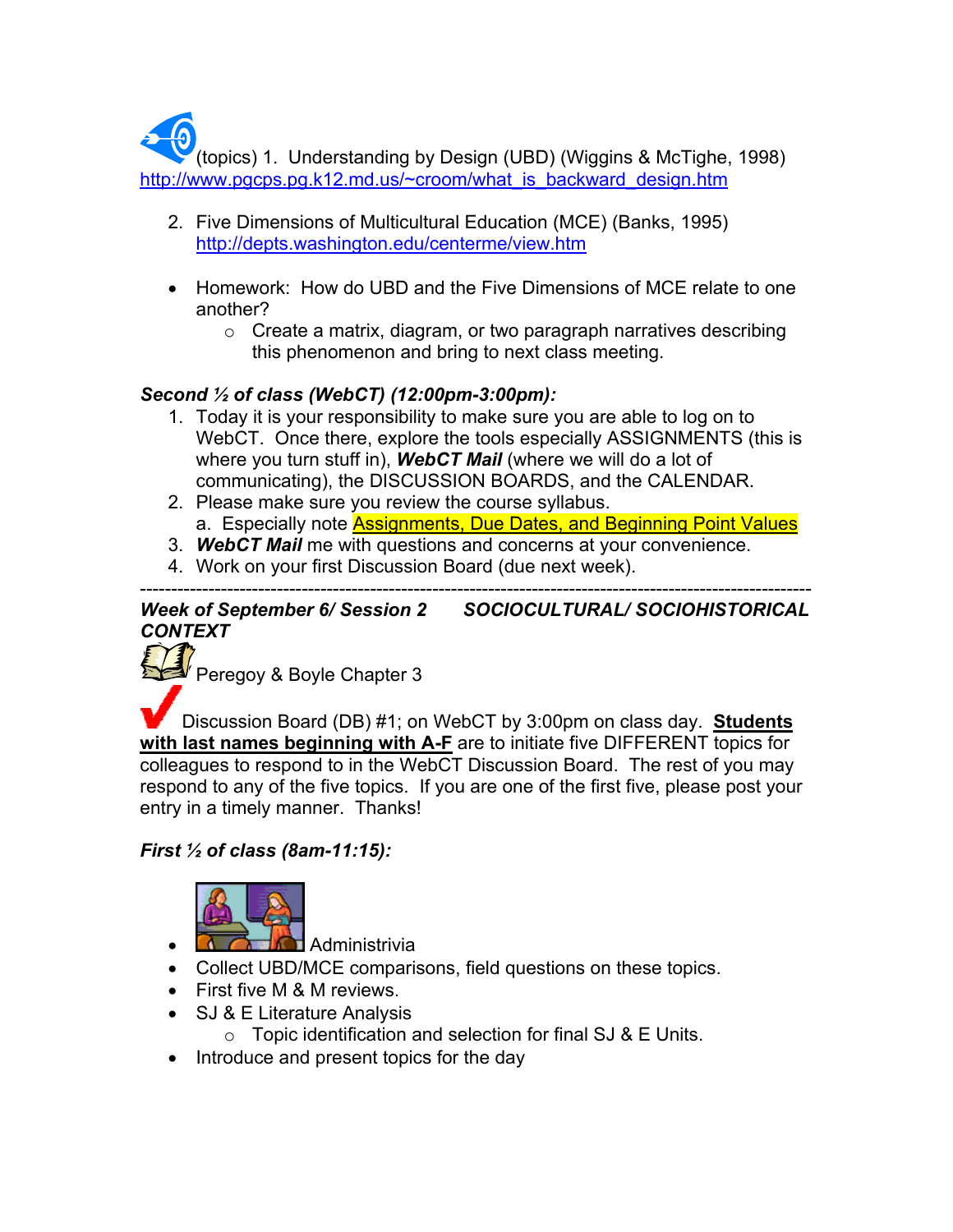(topics) 1. Understanding by Design (UBD) (Wiggins & McTighe, 1998) http://www.pgcps.pg.k12.md.us/~croom/what_is_backward_design.htm

2. Five Dimensions of Multicultural Education (MCE) (Banks, 1995) http://depts.washington.edu/centerme/view.htm

- Homework: How do UBD and the Five Dimensions of MCE relate to one another?
  - Create a matrix, diagram, or two paragraph narratives describing this phenomenon and bring to next class meeting.

***Second ½ of class (WebCT) (12:00pm-3:00pm):***

1. Today it is your responsibility to make sure you are able to log on to WebCT. Once there, explore the tools especially ASSIGNMENTS (this is where you turn stuff in), ***WebCT Mail*** (where we will do a lot of communicating), the DISCUSSION BOARDS, and the CALENDAR.
2. Please make sure you review the course syllabus.
   a. Especially note Assignments, Due Dates, and Beginning Point Values
3. ***WebCT Mail*** me with questions and concerns at your convenience.
4. Work on your first Discussion Board (due next week).

---

***Week of September 6/ Session 2 SOCIOCULTURAL/ SOCIOHISTORICAL CONTEXT***

Peregoy & Boyle Chapter 3

Discussion Board (DB) #1; on WebCT by 3:00pm on class day. **Students with last names beginning with A-F** are to initiate five DIFFERENT topics for colleagues to respond to in the WebCT Discussion Board. The rest of you may respond to any of the five topics. If you are one of the first five, please post your entry in a timely manner. Thanks!

***First ½ of class (8am-11:15):***

- Administrivia
- Collect UBD/MCE comparisons, field questions on these topics.
- First five M & M reviews.
- SJ & E Literature Analysis
  - Topic identification and selection for final SJ & E Units.
- Introduce and present topics for the day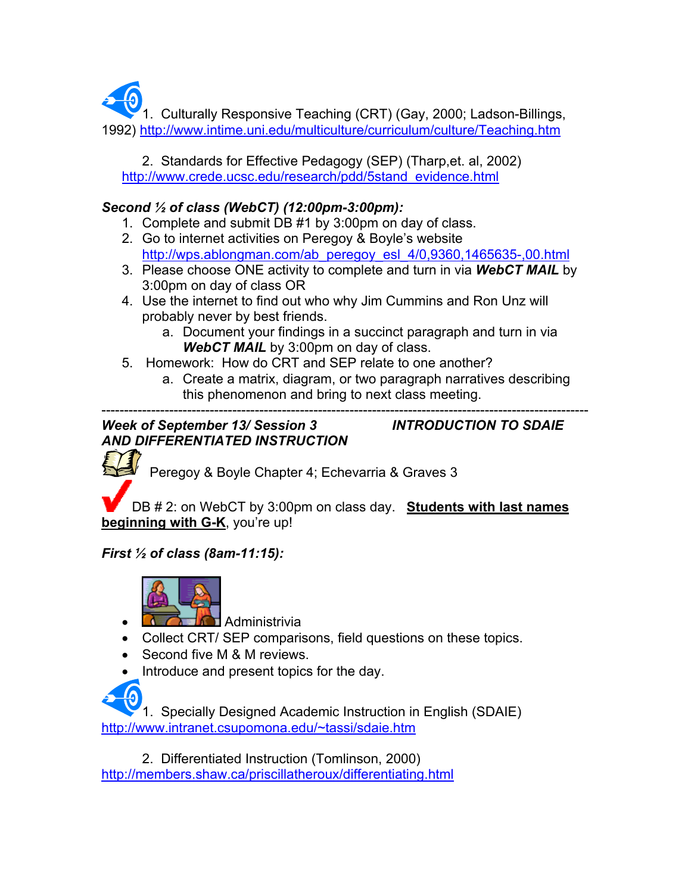1. Culturally Responsive Teaching (CRT) (Gay, 2000; Ladson-Billings, 1992) http://www.intime.uni.edu/multiculture/curriculum/culture/Teaching.htm

2. Standards for Effective Pedagogy (SEP) (Tharp,et. al, 2002) http://www.crede.ucsc.edu/research/pdd/5stand_evidence.html

***Second ½ of class (WebCT) (12:00pm-3:00pm):***

1. Complete and submit DB #1 by 3:00pm on day of class.
2. Go to internet activities on Peregoy & Boyle's website http://wps.ablongman.com/ab_peregoy_esl_4/0,9360,1465635-,00.html
3. Please choose ONE activity to complete and turn in via ***WebCT MAIL*** by 3:00pm on day of class OR
4. Use the internet to find out who why Jim Cummins and Ron Unz will probably never by best friends.
   a. Document your findings in a succinct paragraph and turn in via ***WebCT MAIL*** by 3:00pm on day of class.
5. Homework: How do CRT and SEP relate to one another?
   a. Create a matrix, diagram, or two paragraph narratives describing this phenomenon and bring to next class meeting.

---

***Week of September 13/ Session 3 INTRODUCTION TO SDAIE AND DIFFERENTIATED INSTRUCTION***

Peregoy & Boyle Chapter 4; Echevarria & Graves 3

DB # 2: on WebCT by 3:00pm on class day. **Students with last names beginning with G-K**, you're up!

***First ½ of class (8am-11:15):***

- Administrivia
- Collect CRT/ SEP comparisons, field questions on these topics.
- Second five M & M reviews.
- Introduce and present topics for the day.

1. Specially Designed Academic Instruction in English (SDAIE) http://www.intranet.csupomona.edu/~tassi/sdaie.htm

2. Differentiated Instruction (Tomlinson, 2000) http://members.shaw.ca/priscillatheroux/differentiating.html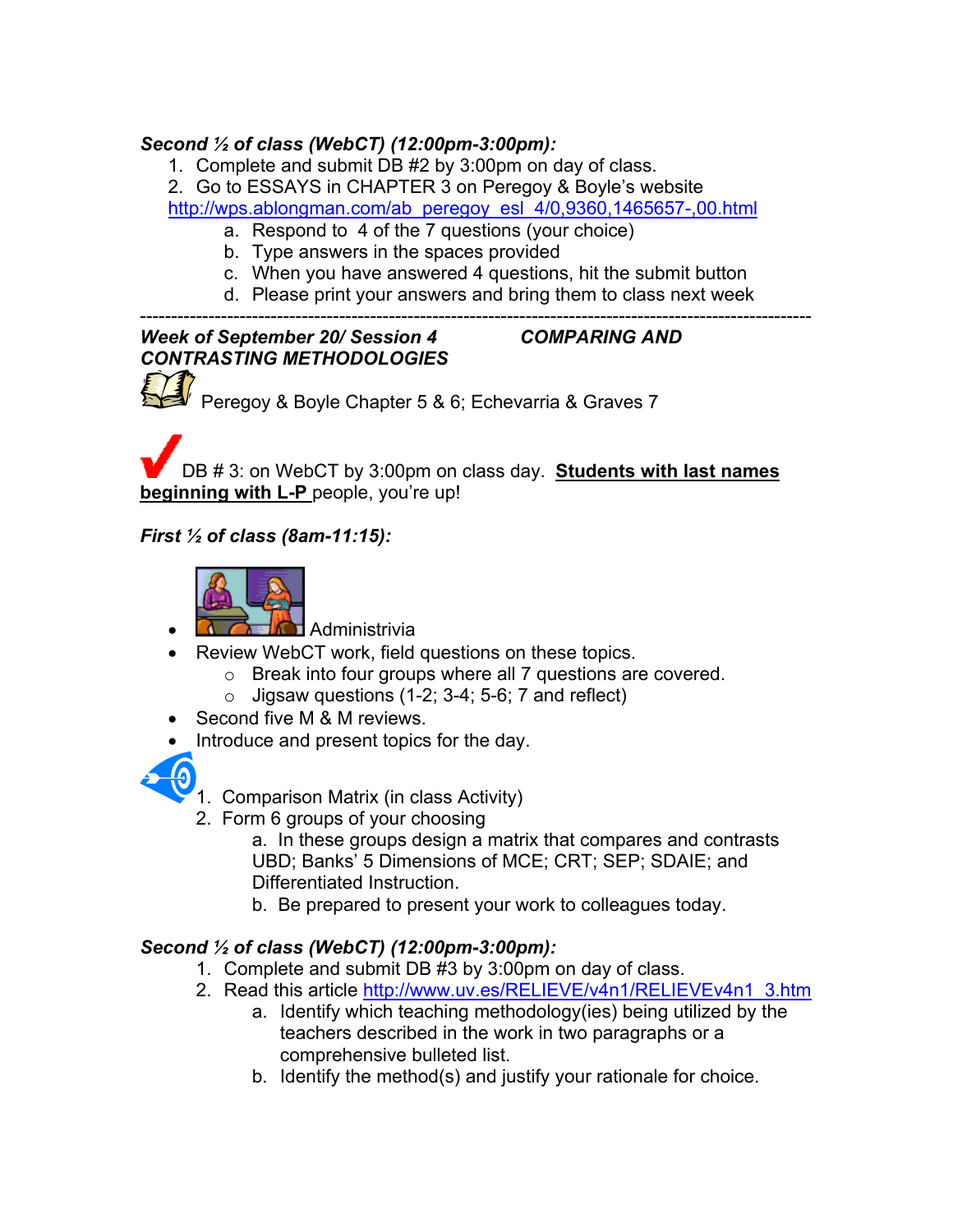***Second ½ of class (WebCT) (12:00pm-3:00pm):***

1. Complete and submit DB #2 by 3:00pm on day of class.
2. Go to ESSAYS in CHAPTER 3 on Peregoy & Boyle's website http://wps.ablongman.com/ab_peregoy_esl_4/0,9360,1465657-,00.html
   a. Respond to 4 of the 7 questions (your choice)
   b. Type answers in the spaces provided
   c. When you have answered 4 questions, hit the submit button
   d. Please print your answers and bring them to class next week

---

***Week of September 20/ Session 4 COMPARING AND CONTRASTING METHODOLOGIES***

Peregoy & Boyle Chapter 5 & 6; Echevarria & Graves 7

DB # 3: on WebCT by 3:00pm on class day. **<u>Students with last names beginning with L-P</u>** people, you're up!

***First ½ of class (8am-11:15):***

- Administrivia
- Review WebCT work, field questions on these topics.
  - Break into four groups where all 7 questions are covered.
  - Jigsaw questions (1-2; 3-4; 5-6; 7 and reflect)
- Second five M & M reviews.
- Introduce and present topics for the day.

1. Comparison Matrix (in class Activity)
2. Form 6 groups of your choosing
   a. In these groups design a matrix that compares and contrasts UBD; Banks' 5 Dimensions of MCE; CRT; SEP; SDAIE; and Differentiated Instruction.
   b. Be prepared to present your work to colleagues today.

***Second ½ of class (WebCT) (12:00pm-3:00pm):***

1. Complete and submit DB #3 by 3:00pm on day of class.
2. Read this article http://www.uv.es/RELIEVE/v4n1/RELIEVEv4n1_3.htm
   a. Identify which teaching methodology(ies) being utilized by the teachers described in the work in two paragraphs or a comprehensive bulleted list.
   b. Identify the method(s) and justify your rationale for choice.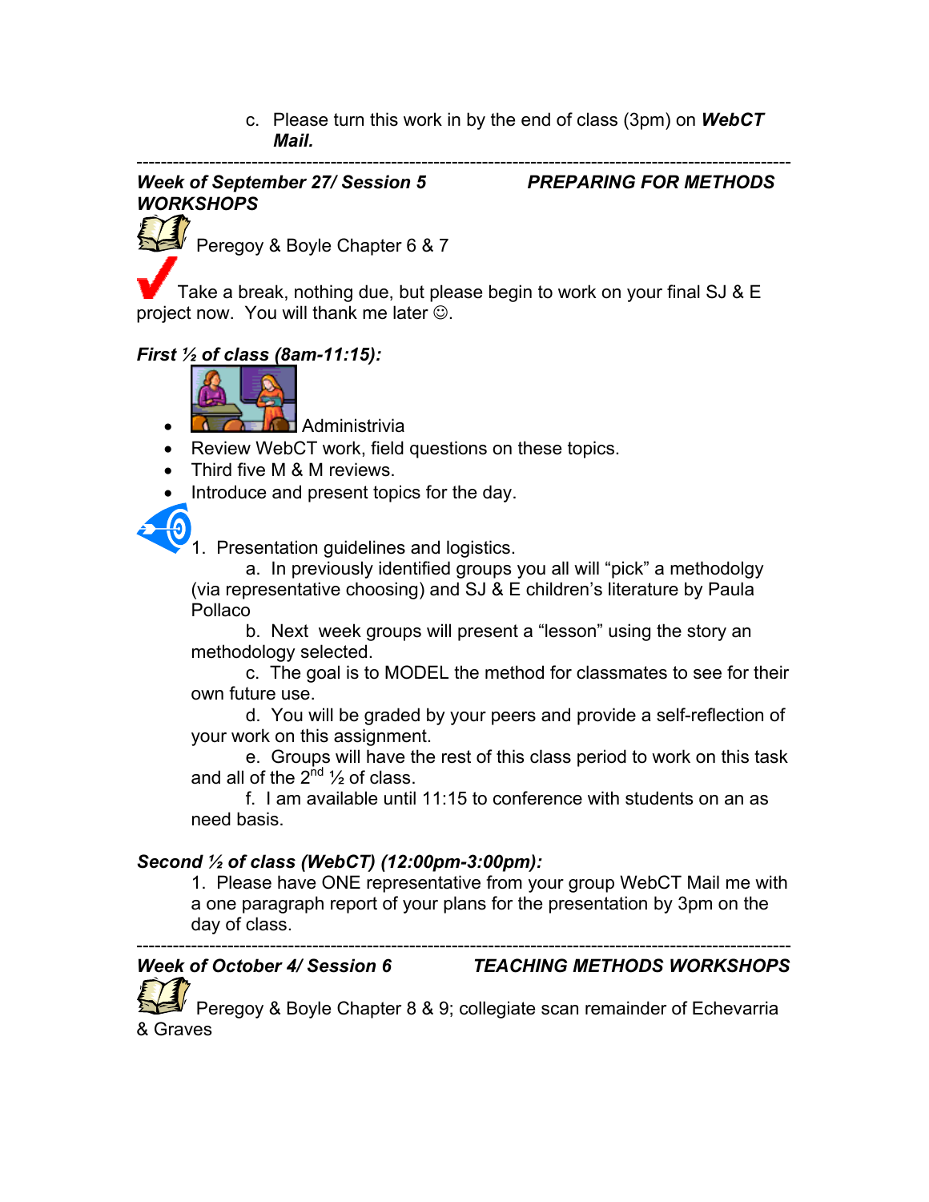c. Please turn this work in by the end of class (3pm) on ***WebCT Mail.***

---

***Week of September 27/ Session 5 — PREPARING FOR METHODS WORKSHOPS***

Peregoy & Boyle Chapter 6 & 7

Take a break, nothing due, but please begin to work on your final SJ & E project now. You will thank me later ☺.

***First ½ of class (8am-11:15):***

- Administrivia
- Review WebCT work, field questions on these topics.
- Third five M & M reviews.
- Introduce and present topics for the day.

1. Presentation guidelines and logistics.
   - a. In previously identified groups you all will "pick" a methodolgy (via representative choosing) and SJ & E children's literature by Paula Pollaco
   - b. Next week groups will present a "lesson" using the story an methodology selected.
   - c. The goal is to MODEL the method for classmates to see for their own future use.
   - d. You will be graded by your peers and provide a self-reflection of your work on this assignment.
   - e. Groups will have the rest of this class period to work on this task and all of the 2nd ½ of class.
   - f. I am available until 11:15 to conference with students on an as need basis.

***Second ½ of class (WebCT) (12:00pm-3:00pm):***

1. Please have ONE representative from your group WebCT Mail me with a one paragraph report of your plans for the presentation by 3pm on the day of class.

---

***Week of October 4/ Session 6 — TEACHING METHODS WORKSHOPS***

Peregoy & Boyle Chapter 8 & 9; collegiate scan remainder of Echevarria & Graves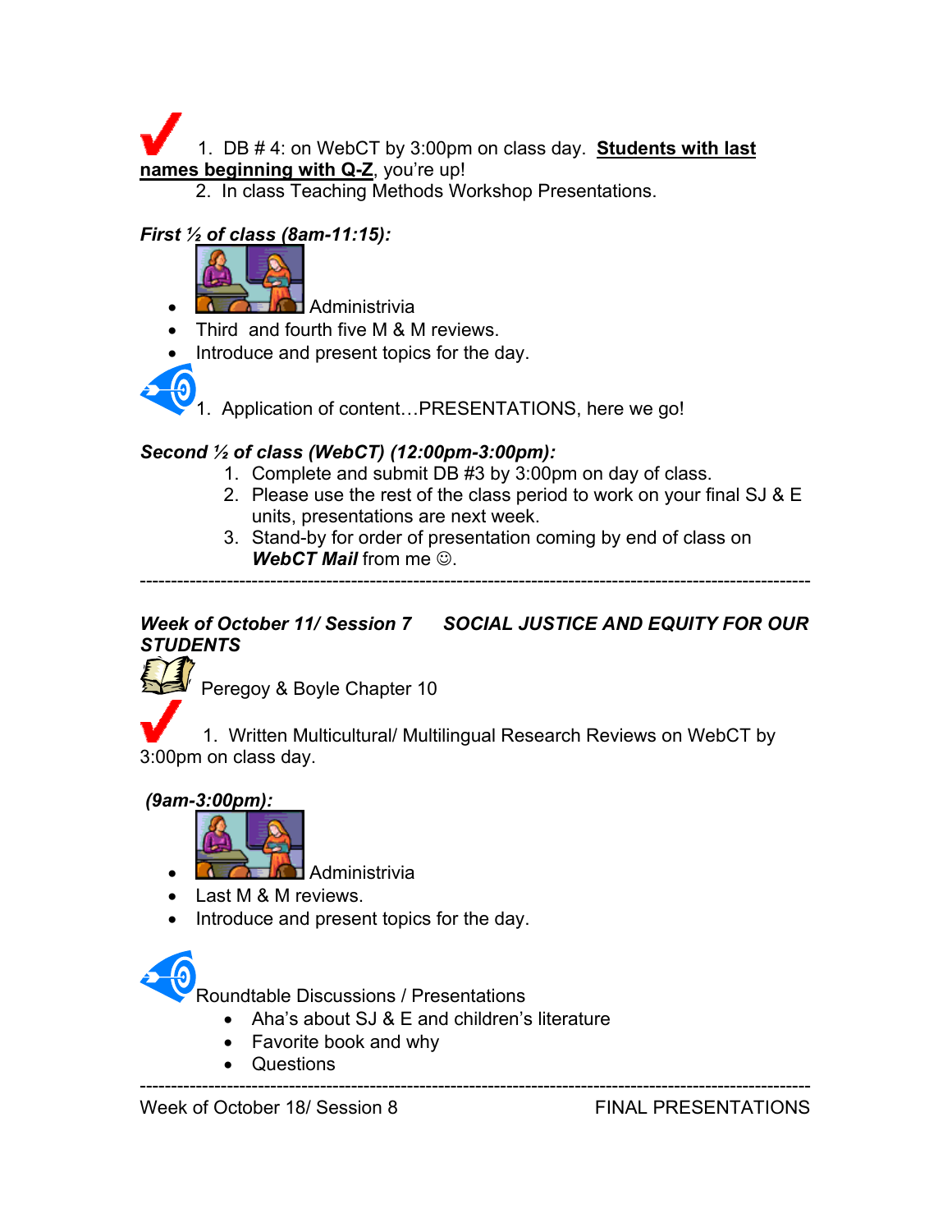1. DB # 4: on WebCT by 3:00pm on class day. **Students with last names beginning with Q-Z**, you're up!
2. In class Teaching Methods Workshop Presentations.

***First ½ of class (8am-11:15):***

- Administrivia
- Third and fourth five M & M reviews.
- Introduce and present topics for the day.

1. Application of content…PRESENTATIONS, here we go!

***Second ½ of class (WebCT) (12:00pm-3:00pm):***

1. Complete and submit DB #3 by 3:00pm on day of class.
2. Please use the rest of the class period to work on your final SJ & E units, presentations are next week.
3. Stand-by for order of presentation coming by end of class on ***WebCT Mail*** from me ☺.

---

***Week of October 11/ Session 7 SOCIAL JUSTICE AND EQUITY FOR OUR STUDENTS***

Peregoy & Boyle Chapter 10

1. Written Multicultural/ Multilingual Research Reviews on WebCT by 3:00pm on class day.

***(9am-3:00pm):***

- Administrivia
- Last M & M reviews.
- Introduce and present topics for the day.

Roundtable Discussions / Presentations

- Aha's about SJ & E and children's literature
- Favorite book and why
- Questions

---

Week of October 18/ Session 8 FINAL PRESENTATIONS